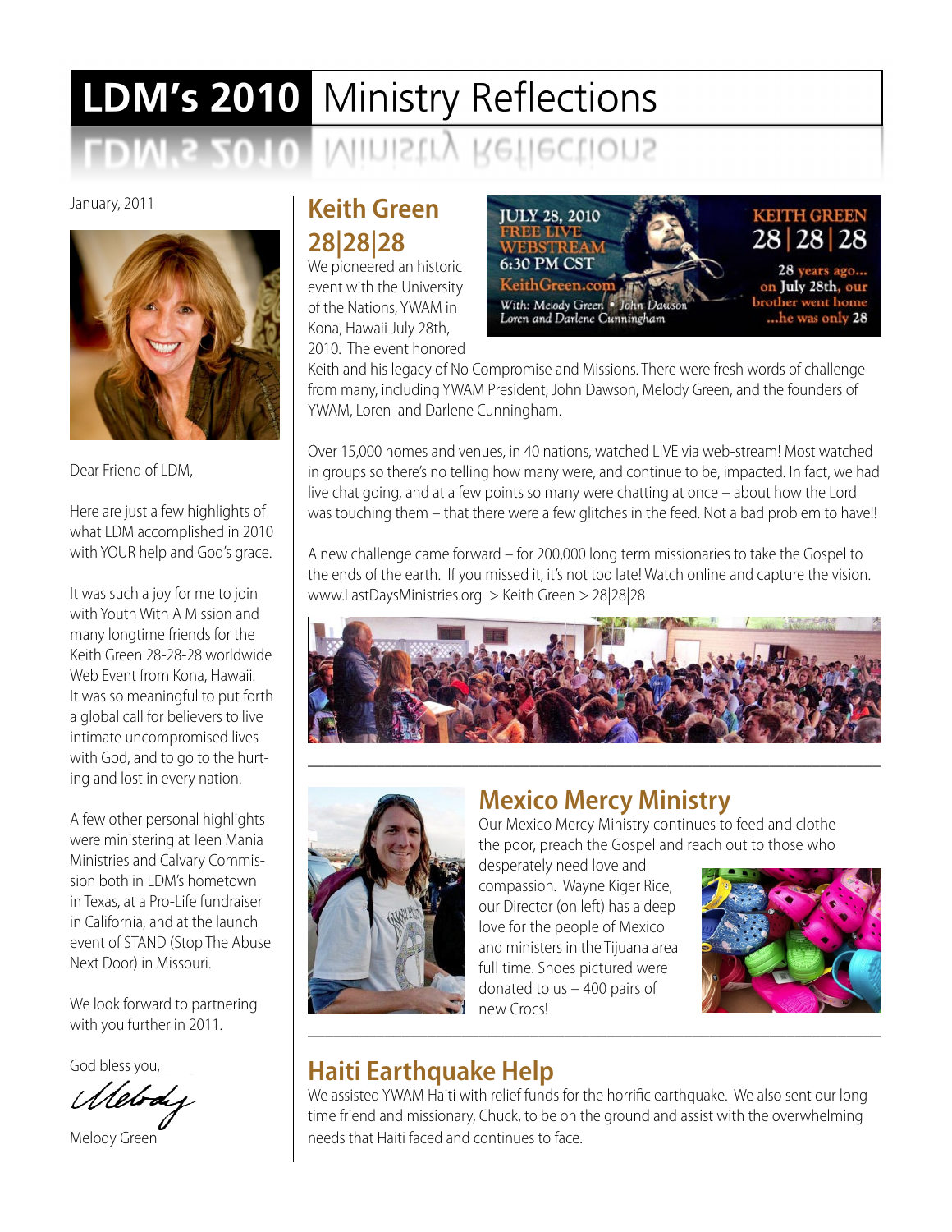# LDM's 2010 Ministry Reflections

January, 2011

Dear Friend of LDM,

Here are just a few highlights of what LDM accomplished in 2010 with YOUR help and God's grace.

It was such a joy for me to join with Youth With A Mission and many longtime friends for the Keith Green 28-28-28 worldwide Web Event from Kona, Hawaii. It was so meaningful to put forth a global call for believers to live intimate uncompromised lives with God, and to go to the hurting and lost in every nation.

A few other personal highlights were ministering at Teen Mania Ministries and Calvary Commission both in LDM's hometown in Texas, at a Pro-Life fundraiser in California, and at the launch event of STAND (Stop The Abuse Next Door) in Missouri.

We look forward to partnering with you further in 2011.

God bless you,

Melody

Melody Green

## Keith Green 28|28|28

JULY 28, 2010
FREE LIVE WEBSTREAM
6:30 PM CST
KeithGreen.com
With: Melody Green • John Dawson
Loren and Darlene Cunningham

KEITH GREEN
28 | 28 | 28
28 years ago... on July 28th, our brother went home ...he was only 28

We pioneered an historic event with the University of the Nations, YWAM in Kona, Hawaii July 28th, 2010. The event honored Keith and his legacy of No Compromise and Missions. There were fresh words of challenge from many, including YWAM President, John Dawson, Melody Green, and the founders of YWAM, Loren and Darlene Cunningham.

Over 15,000 homes and venues, in 40 nations, watched LIVE via web-stream! Most watched in groups so there's no telling how many were, and continue to be, impacted. In fact, we had live chat going, and at a few points so many were chatting at once – about how the Lord was touching them – that there were a few glitches in the feed. Not a bad problem to have!!

A new challenge came forward – for 200,000 long term missionaries to take the Gospel to the ends of the earth. If you missed it, it's not too late! Watch online and capture the vision. www.LastDaysMinistries.org > Keith Green > 28|28|28

---

## Mexico Mercy Ministry

Our Mexico Mercy Ministry continues to feed and clothe the poor, preach the Gospel and reach out to those who desperately need love and compassion. Wayne Kiger Rice, our Director (on left) has a deep love for the people of Mexico and ministers in the Tijuana area full time. Shoes pictured were donated to us – 400 pairs of new Crocs!

---

## Haiti Earthquake Help

We assisted YWAM Haiti with relief funds for the horrific earthquake. We also sent our long time friend and missionary, Chuck, to be on the ground and assist with the overwhelming needs that Haiti faced and continues to face.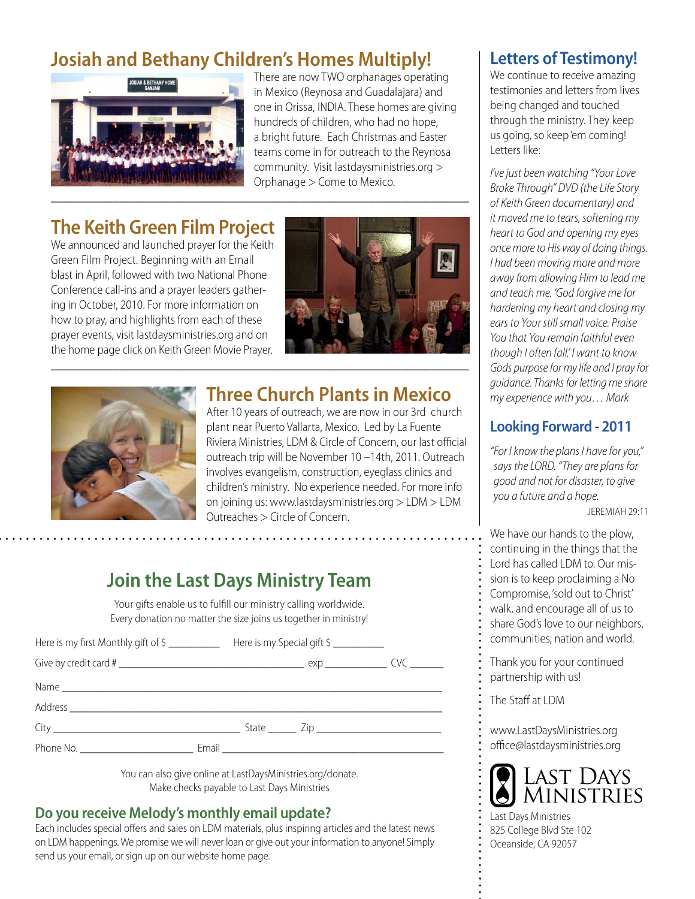## Josiah and Bethany Children's Homes Multiply!

There are now TWO orphanages operating in Mexico (Reynosa and Guadalajara) and one in Orissa, INDIA. These homes are giving hundreds of children, who had no hope, a bright future. Each Christmas and Easter teams come in for outreach to the Reynosa community. Visit lastdaysministries.org > Orphanage > Come to Mexico.

## The Keith Green Film Project

We announced and launched prayer for the Keith Green Film Project. Beginning with an Email blast in April, followed with two National Phone Conference call-ins and a prayer leaders gathering in October, 2010. For more information on how to pray, and highlights from each of these prayer events, visit lastdaysministries.org and on the home page click on Keith Green Movie Prayer.

## Three Church Plants in Mexico

After 10 years of outreach, we are now in our 3rd church plant near Puerto Vallarta, Mexico. Led by La Fuente Riviera Ministries, LDM & Circle of Concern, our last official outreach trip will be November 10 –14th, 2011. Outreach involves evangelism, construction, eyeglass clinics and children's ministry. No experience needed. For more info on joining us: www.lastdaysministries.org > LDM > LDM Outreaches > Circle of Concern.

## Join the Last Days Ministry Team

Your gifts enable us to fulfill our ministry calling worldwide.
Every donation no matter the size joins us together in ministry!

Here is my first Monthly gift of $ __________ Here is my Special gift $ __________

Give by credit card # ________________________________ exp ____________ CVC _______

Name ________________________________________________________________

Address ______________________________________________________________

City ________________________________ State ______ Zip ________________________

Phone No. ______________________ Email ________________________________________

You can also give online at LastDaysMinistries.org/donate.
Make checks payable to Last Days Ministries

### Do you receive Melody's monthly email update?

Each includes special offers and sales on LDM materials, plus inspiring articles and the latest news on LDM happenings. We promise we will never loan or give out your information to anyone! Simply send us your email, or sign up on our website home page.

## Letters of Testimony!

We continue to receive amazing testimonies and letters from lives being changed and touched through the ministry. They keep us going, so keep 'em coming! Letters like:

*I've just been watching "Your Love Broke Through" DVD (the Life Story of Keith Green documentary) and it moved me to tears, softening my heart to God and opening my eyes once more to His way of doing things. I had been moving more and more away from allowing Him to lead me and teach me. 'God forgive me for hardening my heart and closing my ears to Your still small voice. Praise You that You remain faithful even though I often fall.' I want to know Gods purpose for my life and I pray for guidance. Thanks for letting me share my experience with you… Mark*

## Looking Forward - 2011

*"For I know the plans I have for you," says the LORD. "They are plans for good and not for disaster, to give you a future and a hope.*

JEREMIAH 29:11

We have our hands to the plow, continuing in the things that the Lord has called LDM to. Our mission is to keep proclaiming a No Compromise, 'sold out to Christ' walk, and encourage all of us to share God's love to our neighbors, communities, nation and world.

Thank you for your continued partnership with us!

The Staff at LDM

www.LastDaysMinistries.org
office@lastdaysministries.org

Last Days Ministries

Last Days Ministries
825 College Blvd Ste 102
Oceanside, CA 92057